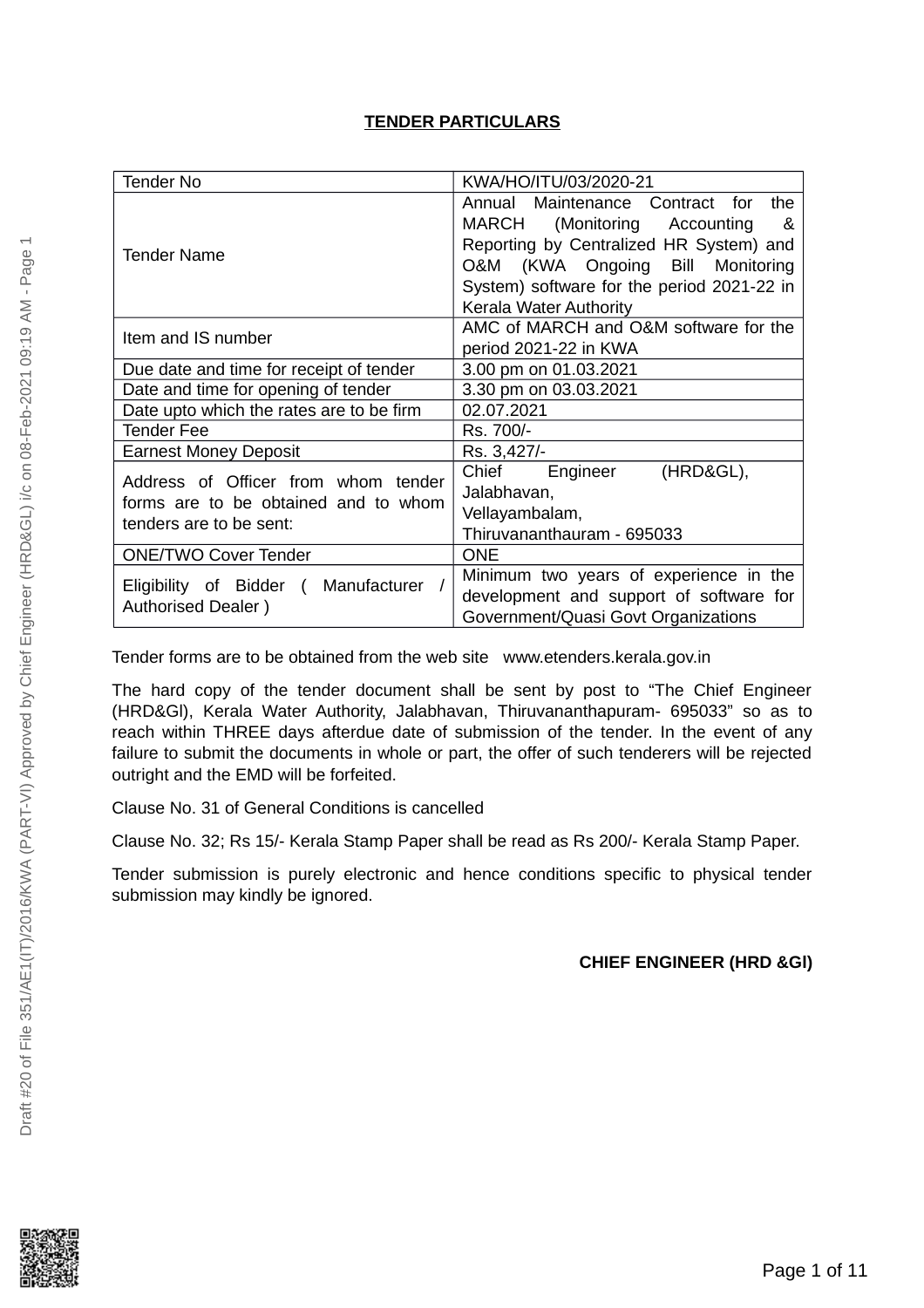**TENDER PARTICULARS**

| | |
|---|---|
| Tender No | KWA/HO/ITU/03/2020-21 |
| Tender Name | Annual Maintenance Contract for the MARCH (Monitoring Accounting & Reporting by Centralized HR System) and O&M (KWA Ongoing Bill Monitoring System) software for the period 2021-22 in Kerala Water Authority |
| Item and IS number | AMC of MARCH and O&M software for the period 2021-22 in KWA |
| Due date and time for receipt of tender | 3.00 pm on 01.03.2021 |
| Date and time for opening of tender | 3.30 pm on 03.03.2021 |
| Date upto which the rates are to be firm | 02.07.2021 |
| Tender Fee | Rs. 700/- |
| Earnest Money Deposit | Rs. 3,427/- |
| Address of Officer from whom tender forms are to be obtained and to whom tenders are to be sent: | Chief Engineer (HRD&GL), Jalabhavan, Vellayambalam, Thiruvananthauram - 695033 |
| ONE/TWO Cover Tender | ONE |
| Eligibility of Bidder ( Manufacturer / Authorised Dealer ) | Minimum two years of experience in the development and support of software for Government/Quasi Govt Organizations |

Tender forms are to be obtained from the web site www.etenders.kerala.gov.in

The hard copy of the tender document shall be sent by post to "The Chief Engineer (HRD&Gl), Kerala Water Authority, Jalabhavan, Thiruvananthapuram- 695033" so as to reach within THREE days afterdue date of submission of the tender. In the event of any failure to submit the documents in whole or part, the offer of such tenderers will be rejected outright and the EMD will be forfeited.

Clause No. 31 of General Conditions is cancelled

Clause No. 32; Rs 15/- Kerala Stamp Paper shall be read as Rs 200/- Kerala Stamp Paper.

Tender submission is purely electronic and hence conditions specific to physical tender submission may kindly be ignored.

**CHIEF ENGINEER (HRD &Gl)**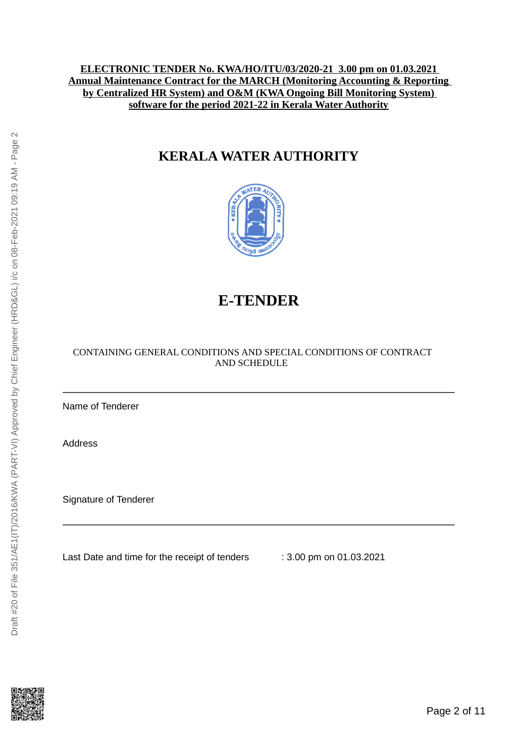**ELECTRONIC TENDER No. KWA/HO/ITU/03/2020-21 3.00 pm on 01.03.2021**
**Annual Maintenance Contract for the MARCH (Monitoring Accounting & Reporting by Centralized HR System) and O&M (KWA Ongoing Bill Monitoring System) software for the period 2021-22 in Kerala Water Authority**

# KERALA WATER AUTHORITY

# E-TENDER

CONTAINING GENERAL CONDITIONS AND SPECIAL CONDITIONS OF CONTRACT AND SCHEDULE

---

Name of Tenderer

Address

Signature of Tenderer

---

Last Date and time for the receipt of tenders : 3.00 pm on 01.03.2021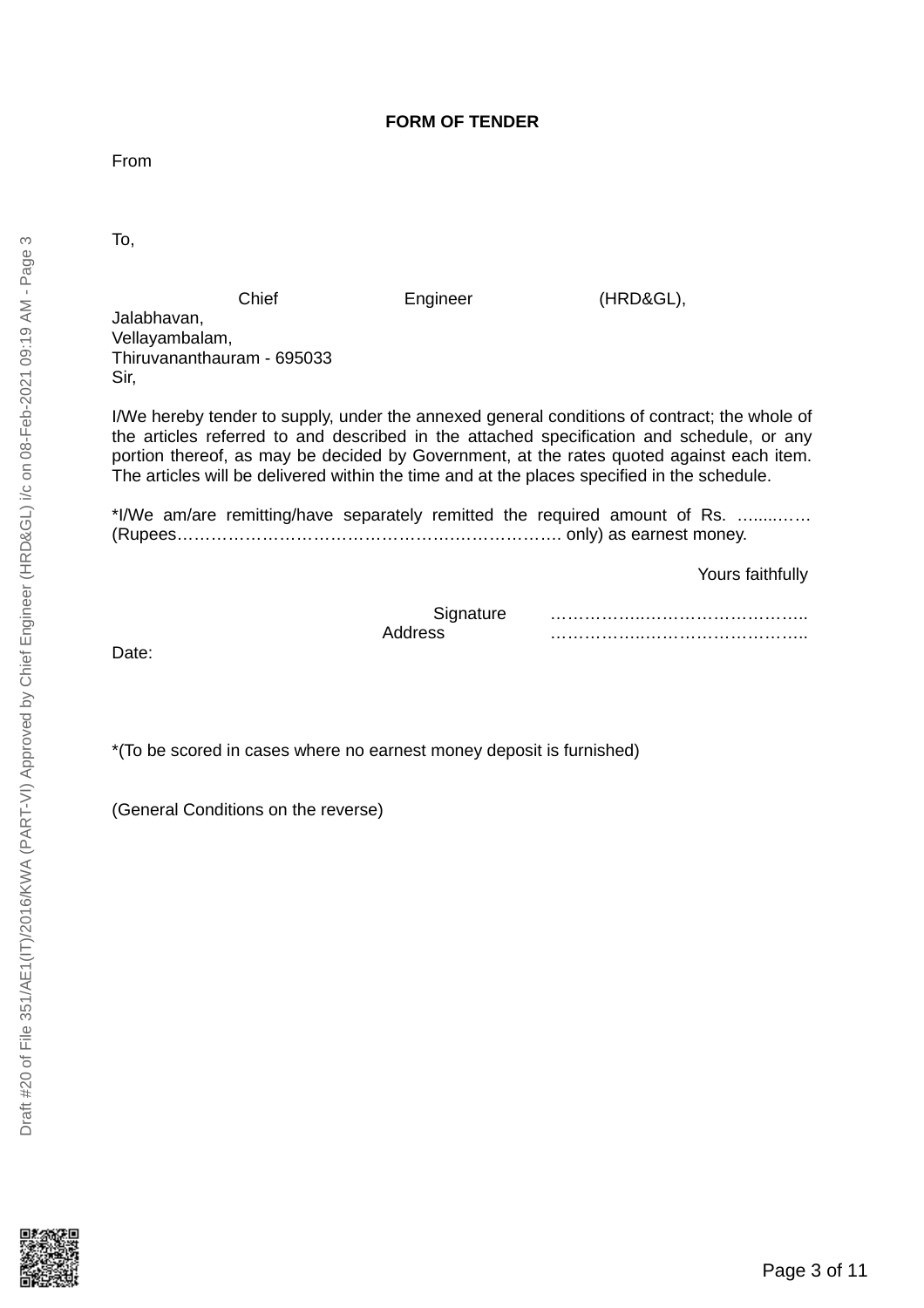**FORM OF TENDER**

From

To,

Chief Engineer (HRD&GL),
Jalabhavan,
Vellayambalam,
Thiruvananthauram - 695033

Sir,

I/We hereby tender to supply, under the annexed general conditions of contract; the whole of the articles referred to and described in the attached specification and schedule, or any portion thereof, as may be decided by Government, at the rates quoted against each item. The articles will be delivered within the time and at the places specified in the schedule.

*I/We am/are remitting/have separately remitted the required amount of Rs. ….......… (Rupees……………………………………….……………………. only) as earnest money.

Yours faithfully

Signature ……………..……………………..
Address ……………..……………………..

Date:

*(To be scored in cases where no earnest money deposit is furnished)

(General Conditions on the reverse)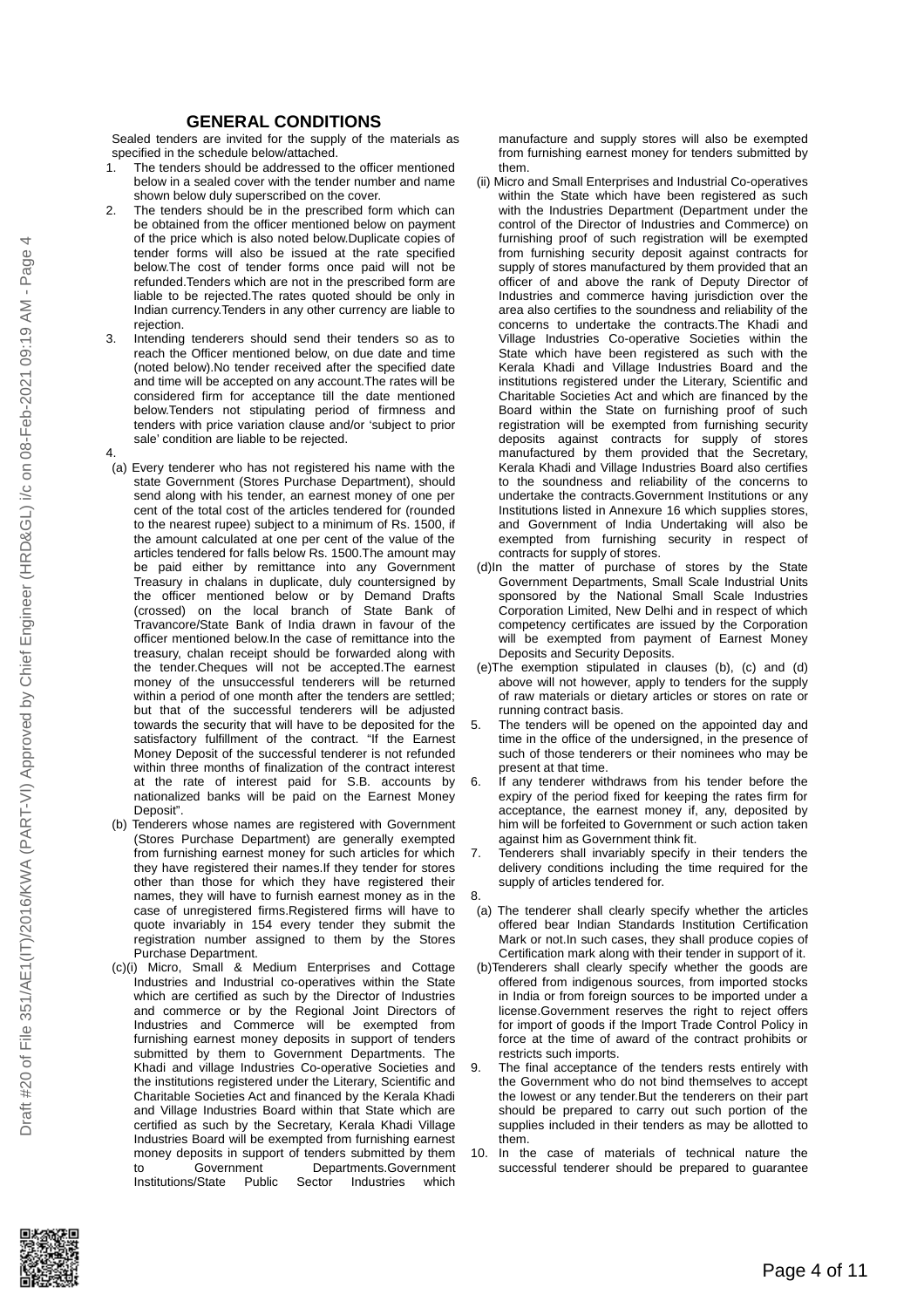## GENERAL CONDITIONS

Sealed tenders are invited for the supply of the materials as specified in the schedule below/attached.

1. The tenders should be addressed to the officer mentioned below in a sealed cover with the tender number and name shown below duly superscribed on the cover.
2. The tenders should be in the prescribed form which can be obtained from the officer mentioned below on payment of the price which is also noted below.Duplicate copies of tender forms will also be issued at the rate specified below.The cost of tender forms once paid will not be refunded.Tenders which are not in the prescribed form are liable to be rejected.The rates quoted should be only in Indian currency.Tenders in any other currency are liable to rejection.
3. Intending tenderers should send their tenders so as to reach the Officer mentioned below, on due date and time (noted below).No tender received after the specified date and time will be accepted on any account.The rates will be considered firm for acceptance till the date mentioned below.Tenders not stipulating period of firmness and tenders with price variation clause and/or 'subject to prior sale' condition are liable to be rejected.
4.
   (a) Every tenderer who has not registered his name with the state Government (Stores Purchase Department), should send along with his tender, an earnest money of one per cent of the total cost of the articles tendered for (rounded to the nearest rupee) subject to a minimum of Rs. 1500, if the amount calculated at one per cent of the value of the articles tendered for falls below Rs. 1500.The amount may be paid either by remittance into any Government Treasury in chalans in duplicate, duly countersigned by the officer mentioned below or by Demand Drafts (crossed) on the local branch of State Bank of Travancore/State Bank of India drawn in favour of the officer mentioned below.In the case of remittance into the treasury, chalan receipt should be forwarded along with the tender.Cheques will not be accepted.The earnest money of the unsuccessful tenderers will be returned within a period of one month after the tenders are settled; but that of the successful tenderers will be adjusted towards the security that will have to be deposited for the satisfactory fulfillment of the contract. "If the Earnest Money Deposit of the successful tenderer is not refunded within three months of finalization of the contract interest at the rate of interest paid for S.B. accounts by nationalized banks will be paid on the Earnest Money Deposit".

   (b) Tenderers whose names are registered with Government (Stores Purchase Department) are generally exempted from furnishing earnest money for such articles for which they have registered their names.If they tender for stores other than those for which they have registered their names, they will have to furnish earnest money as in the case of unregistered firms.Registered firms will have to quote invariably in 154 every tender they submit the registration number assigned to them by the Stores Purchase Department.

   (c)(i) Micro, Small & Medium Enterprises and Cottage Industries and Industrial co-operatives within the State which are certified as such by the Director of Industries and commerce or by the Regional Joint Directors of Industries and Commerce will be exempted from furnishing earnest money deposits in support of tenders submitted by them to Government Departments. The Khadi and village Industries Co-operative Societies and the institutions registered under the Literary, Scientific and Charitable Societies Act and financed by the Kerala Khadi and Village Industries Board within that State which are certified as such by the Secretary, Kerala Khadi Village Industries Board will be exempted from furnishing earnest money deposits in support of tenders submitted by them to Government Departments.Government Institutions/State Public Sector Industries which manufacture and supply stores will also be exempted from furnishing earnest money for tenders submitted by them.

   (ii) Micro and Small Enterprises and Industrial Co-operatives within the State which have been registered as such with the Industries Department (Department under the control of the Director of Industries and Commerce) on furnishing proof of such registration will be exempted from furnishing security deposit against contracts for supply of stores manufactured by them provided that an officer of and above the rank of Deputy Director of Industries and commerce having jurisdiction over the area also certifies to the soundness and reliability of the concerns to undertake the contracts.The Khadi and Village Industries Co-operative Societies within the State which have been registered as such with the Kerala Khadi and Village Industries Board and the institutions registered under the Literary, Scientific and Charitable Societies Act and which are financed by the Board within the State on furnishing proof of such registration will be exempted from furnishing security deposits against contracts for supply of stores manufactured by them provided that the Secretary, Kerala Khadi and Village Industries Board also certifies to the soundness and reliability of the concerns to undertake the contracts.Government Institutions or any Institutions listed in Annexure 16 which supplies stores, and Government of India Undertaking will also be exempted from furnishing security in respect of contracts for supply of stores.

   (d)In the matter of purchase of stores by the State Government Departments, Small Scale Industrial Units sponsored by the National Small Scale Industries Corporation Limited, New Delhi and in respect of which competency certificates are issued by the Corporation will be exempted from payment of Earnest Money Deposits and Security Deposits.

   (e)The exemption stipulated in clauses (b), (c) and (d) above will not however, apply to tenders for the supply of raw materials or dietary articles or stores on rate or running contract basis.
5. The tenders will be opened on the appointed day and time in the office of the undersigned, in the presence of such of those tenderers or their nominees who may be present at that time.
6. If any tenderer withdraws from his tender before the expiry of the period fixed for keeping the rates firm for acceptance, the earnest money if, any, deposited by him will be forfeited to Government or such action taken against him as Government think fit.
7. Tenderers shall invariably specify in their tenders the delivery conditions including the time required for the supply of articles tendered for.
8.
   (a) The tenderer shall clearly specify whether the articles offered bear Indian Standards Institution Certification Mark or not.In such cases, they shall produce copies of Certification mark along with their tender in support of it.

   (b)Tenderers shall clearly specify whether the goods are offered from indigenous sources, from imported stocks in India or from foreign sources to be imported under a license.Government reserves the right to reject offers for import of goods if the Import Trade Control Policy in force at the time of award of the contract prohibits or restricts such imports.
9. The final acceptance of the tenders rests entirely with the Government who do not bind themselves to accept the lowest or any tender.But the tenderers on their part should be prepared to carry out such portion of the supplies included in their tenders as may be allotted to them.
10. In the case of materials of technical nature the successful tenderer should be prepared to guarantee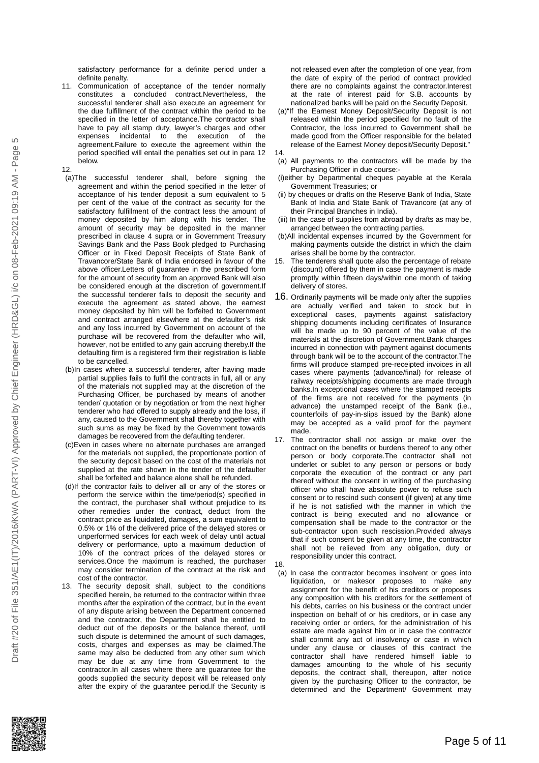satisfactory performance for a definite period under a definite penalty.

11. Communication of acceptance of the tender normally constitutes a concluded contract.Nevertheless, the successful tenderer shall also execute an agreement for the due fulfillment of the contract within the period to be specified in the letter of acceptance.The contractor shall have to pay all stamp duty, lawyer's charges and other expenses incidental to the execution of the agreement.Failure to execute the agreement within the period specified will entail the penalties set out in para 12 below.

12.

(a)The successful tenderer shall, before signing the agreement and within the period specified in the letter of acceptance of his tender deposit a sum equivalent to 5 per cent of the value of the contract as security for the satisfactory fulfillment of the contract less the amount of money deposited by him along with his tender. The amount of security may be deposited in the manner prescribed in clause 4 supra or in Government Treasury Savings Bank and the Pass Book pledged to Purchasing Officer or in Fixed Deposit Receipts of State Bank of Travancore/State Bank of India endorsed in favour of the above officer.Letters of guarantee in the prescribed form for the amount of security from an approved Bank will also be considered enough at the discretion of government.If the successful tenderer fails to deposit the security and execute the agreement as stated above, the earnest money deposited by him will be forfeited to Government and contract arranged elsewhere at the defaulter's risk and any loss incurred by Government on account of the purchase will be recovered from the defaulter who will, however, not be entitled to any gain accruing thereby.If the defaulting firm is a registered firm their registration is liable to be cancelled.

(b)In cases where a successful tenderer, after having made partial supplies fails to fulfil the contracts in full, all or any of the materials not supplied may at the discretion of the Purchasing Officer, be purchased by means of another tender/ quotation or by negotiation or from the next higher tenderer who had offered to supply already and the loss, if any, caused to the Government shall thereby together with such sums as may be fixed by the Government towards damages be recovered from the defaulting tenderer.

(c)Even in cases where no alternate purchases are arranged for the materials not supplied, the proportionate portion of the security deposit based on the cost of the materials not supplied at the rate shown in the tender of the defaulter shall be forfeited and balance alone shall be refunded.

(d)If the contractor fails to deliver all or any of the stores or perform the service within the time/period(s) specified in the contract, the purchaser shall without prejudice to its other remedies under the contract, deduct from the contract price as liquidated, damages, a sum equivalent to 0.5% or 1% of the delivered price of the delayed stores or unperformed services for each week of delay until actual delivery or performance, upto a maximum deduction of 10% of the contract prices of the delayed stores or services.Once the maximum is reached, the purchaser may consider termination of the contract at the risk and cost of the contractor.

13. The security deposit shall, subject to the conditions specified herein, be returned to the contractor within three months after the expiration of the contract, but in the event of any dispute arising between the Department concerned and the contractor, the Department shall be entitled to deduct out of the deposits or the balance thereof, until such dispute is determined the amount of such damages, costs, charges and expenses as may be claimed.The same may also be deducted from any other sum which may be due at any time from Government to the contractor.In all cases where there are guarantee for the goods supplied the security deposit will be released only after the expiry of the guarantee period.If the Security is not released even after the completion of one year, from the date of expiry of the period of contract provided there are no complaints against the contractor.Interest at the rate of interest paid for S.B. accounts by nationalized banks will be paid on the Security Deposit.

(a)"If the Earnest Money Deposit/Security Deposit is not released within the period specified for no fault of the Contractor, the loss incurred to Government shall be made good from the Officer responsible for the belated release of the Earnest Money deposit/Security Deposit."

14.

(a) All payments to the contractors will be made by the Purchasing Officer in due course:-

(i)either by Departmental cheques payable at the Kerala Government Treasuries; or

(ii) by cheques or drafts on the Reserve Bank of India, State Bank of India and State Bank of Travancore (at any of their Principal Branches in India).

(iii) In the case of supplies from abroad by drafts as may be, arranged between the contracting parties.

(b)All incidental expenses incurred by the Government for making payments outside the district in which the claim arises shall be borne by the contractor.

15. The tenderers shall quote also the percentage of rebate (discount) offered by them in case the payment is made promptly within fifteen days/within one month of taking delivery of stores.

16. Ordinarily payments will be made only after the supplies are actually verified and taken to stock but in exceptional cases, payments against satisfactory shipping documents including certificates of Insurance will be made up to 90 percent of the value of the materials at the discretion of Government.Bank charges incurred in connection with payment against documents through bank will be to the account of the contractor.The firms will produce stamped pre-receipted invoices in all cases where payments (advance/final) for release of railway receipts/shipping documents are made through banks.In exceptional cases where the stamped receipts of the firms are not received for the payments (in advance) the unstamped receipt of the Bank (i.e., counterfoils of pay-in-slips issued by the Bank) alone may be accepted as a valid proof for the payment made.

17. The contractor shall not assign or make over the contract on the benefits or burdens thereof to any other person or body corporate.The contractor shall not underlet or sublet to any person or persons or body corporate the execution of the contract or any part thereof without the consent in writing of the purchasing officer who shall have absolute power to refuse such consent or to rescind such consent (if given) at any time if he is not satisfied with the manner in which the contract is being executed and no allowance or compensation shall be made to the contractor or the sub-contractor upon such rescission.Provided always that if such consent be given at any time, the contractor shall not be relieved from any obligation, duty or responsibility under this contract.

18.

(a) In case the contractor becomes insolvent or goes into liquidation, or makesor proposes to make any assignment for the benefit of his creditors or proposes any composition with his creditors for the settlement of his debts, carries on his business or the contract under inspection on behalf of or his creditors, or in case any receiving order or orders, for the administration of his estate are made against him or in case the contractor shall commit any act of insolvency or case in which under any clause or clauses of this contract the contractor shall have rendered himself liable to damages amounting to the whole of his security deposits, the contract shall, thereupon, after notice given by the purchasing Officer to the contractor, be determined and the Department/ Government may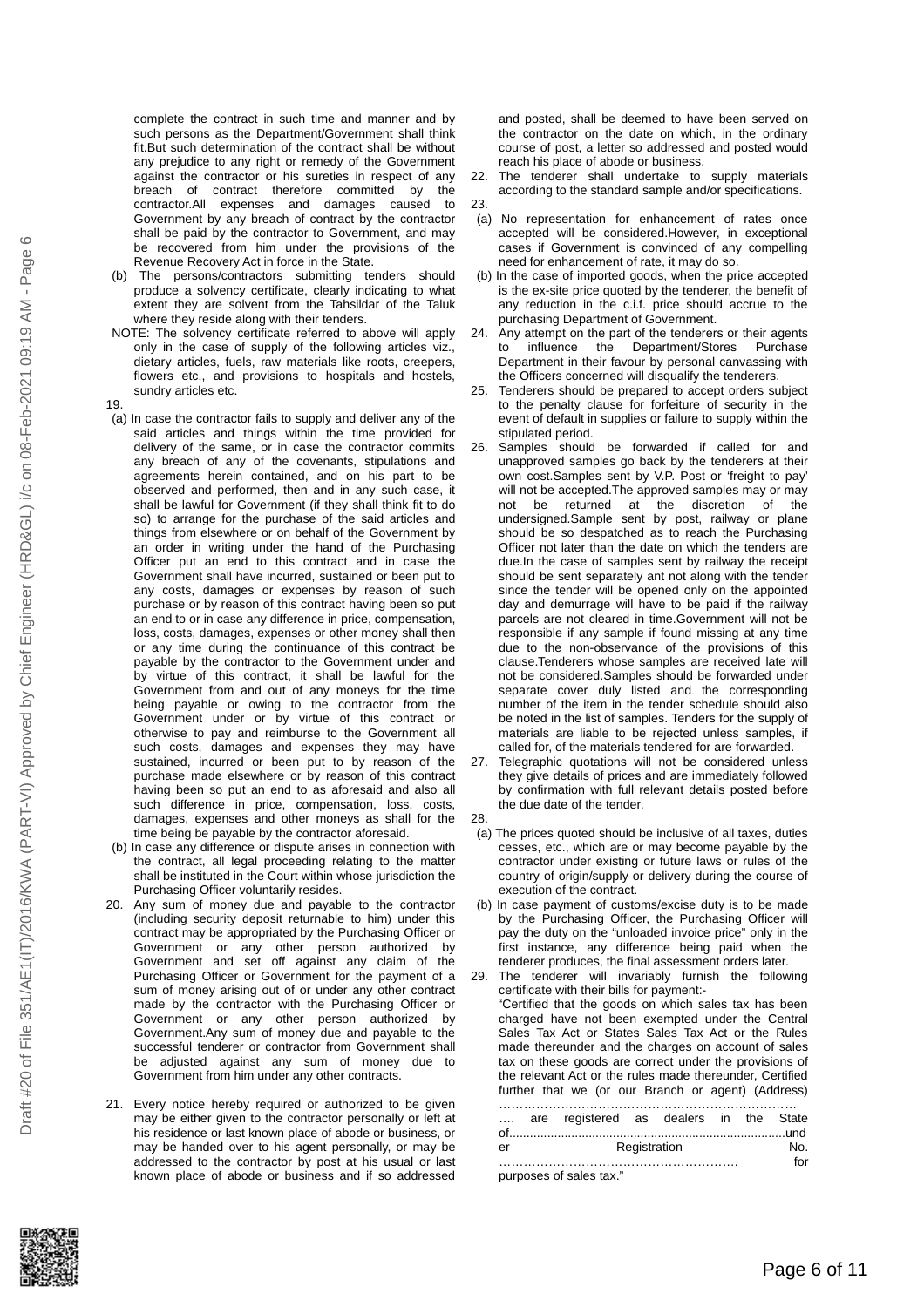complete the contract in such time and manner and by such persons as the Department/Government shall think fit.But such determination of the contract shall be without any prejudice to any right or remedy of the Government against the contractor or his sureties in respect of any breach of contract therefore committed by the contractor.All expenses and damages caused to Government by any breach of contract by the contractor shall be paid by the contractor to Government, and may be recovered from him under the provisions of the Revenue Recovery Act in force in the State.

(b) The persons/contractors submitting tenders should produce a solvency certificate, clearly indicating to what extent they are solvent from the Tahsildar of the Taluk where they reside along with their tenders.

NOTE: The solvency certificate referred to above will apply only in the case of supply of the following articles viz., dietary articles, fuels, raw materials like roots, creepers, flowers etc., and provisions to hospitals and hostels, sundry articles etc.

19.

(a) In case the contractor fails to supply and deliver any of the said articles and things within the time provided for delivery of the same, or in case the contractor commits any breach of any of the covenants, stipulations and agreements herein contained, and on his part to be observed and performed, then and in any such case, it shall be lawful for Government (if they shall think fit to do so) to arrange for the purchase of the said articles and things from elsewhere or on behalf of the Government by an order in writing under the hand of the Purchasing Officer put an end to this contract and in case the Government shall have incurred, sustained or been put to any costs, damages or expenses by reason of such purchase or by reason of this contract having been so put an end to or in case any difference in price, compensation, loss, costs, damages, expenses or other money shall then or any time during the continuance of this contract be payable by the contractor to the Government under and by virtue of this contract, it shall be lawful for the Government from and out of any moneys for the time being payable or owing to the contractor from the Government under or by virtue of this contract or otherwise to pay and reimburse to the Government all such costs, damages and expenses they may have sustained, incurred or been put to by reason of the purchase made elsewhere or by reason of this contract having been so put an end to as aforesaid and also all such difference in price, compensation, loss, costs, damages, expenses and other moneys as shall for the time being be payable by the contractor aforesaid.

(b) In case any difference or dispute arises in connection with the contract, all legal proceeding relating to the matter shall be instituted in the Court within whose jurisdiction the Purchasing Officer voluntarily resides.

20. Any sum of money due and payable to the contractor (including security deposit returnable to him) under this contract may be appropriated by the Purchasing Officer or Government or any other person authorized by Government and set off against any claim of the Purchasing Officer or Government for the payment of a sum of money arising out of or under any other contract made by the contractor with the Purchasing Officer or Government or any other person authorized by Government.Any sum of money due and payable to the successful tenderer or contractor from Government shall be adjusted against any sum of money due to Government from him under any other contracts.

21. Every notice hereby required or authorized to be given may be either given to the contractor personally or left at his residence or last known place of abode or business, or may be handed over to his agent personally, or may be addressed to the contractor by post at his usual or last known place of abode or business and if so addressed and posted, shall be deemed to have been served on the contractor on the date on which, in the ordinary course of post, a letter so addressed and posted would reach his place of abode or business.

22. The tenderer shall undertake to supply materials according to the standard sample and/or specifications.

23.

(a) No representation for enhancement of rates once accepted will be considered.However, in exceptional cases if Government is convinced of any compelling need for enhancement of rate, it may do so.

(b) In the case of imported goods, when the price accepted is the ex-site price quoted by the tenderer, the benefit of any reduction in the c.i.f. price should accrue to the purchasing Department of Government.

24. Any attempt on the part of the tenderers or their agents to influence the Department/Stores Purchase Department in their favour by personal canvassing with the Officers concerned will disqualify the tenderers.

25. Tenderers should be prepared to accept orders subject to the penalty clause for forfeiture of security in the event of default in supplies or failure to supply within the stipulated period.

26. Samples should be forwarded if called for and unapproved samples go back by the tenderers at their own cost.Samples sent by V.P. Post or 'freight to pay' will not be accepted.The approved samples may or may not be returned at the discretion of the undersigned.Sample sent by post, railway or plane should be so despatched as to reach the Purchasing Officer not later than the date on which the tenders are due.In the case of samples sent by railway the receipt should be sent separately ant not along with the tender since the tender will be opened only on the appointed day and demurrage will have to be paid if the railway parcels are not cleared in time.Government will not be responsible if any sample if found missing at any time due to the non-observance of the provisions of this clause.Tenderers whose samples are received late will not be considered.Samples should be forwarded under separate cover duly listed and the corresponding number of the item in the tender schedule should also be noted in the list of samples. Tenders for the supply of materials are liable to be rejected unless samples, if called for, of the materials tendered for are forwarded.

27. Telegraphic quotations will not be considered unless they give details of prices and are immediately followed by confirmation with full relevant details posted before the due date of the tender.

28.

(a) The prices quoted should be inclusive of all taxes, duties cesses, etc., which are or may become payable by the contractor under existing or future laws or rules of the country of origin/supply or delivery during the course of execution of the contract.

(b) In case payment of customs/excise duty is to be made by the Purchasing Officer, the Purchasing Officer will pay the duty on the "unloaded invoice price" only in the first instance, any difference being paid when the tenderer produces, the final assessment orders later.

29. The tenderer will invariably furnish the following certificate with their bills for payment:-

"Certified that the goods on which sales tax has been charged have not been exempted under the Central Sales Tax Act or States Sales Tax Act or the Rules made thereunder and the charges on account of sales tax on these goods are correct under the provisions of the relevant Act or the rules made thereunder, Certified further that we (or our Branch or agent) (Address) ………………………………………………………………. …. are registered as dealers in the State of..............................................................................under Registration No. ………………………………………………… for purposes of sales tax."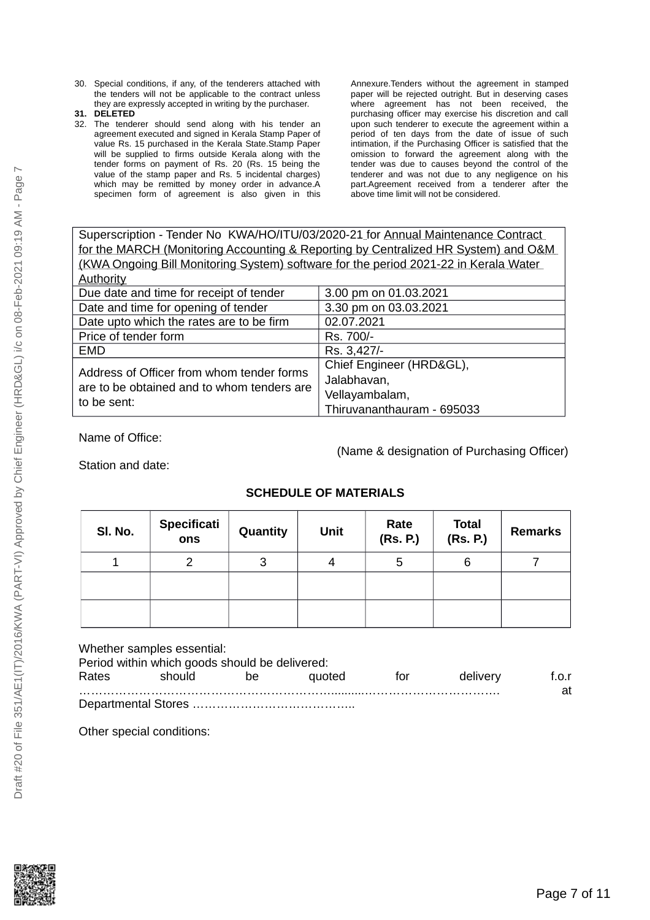30. Special conditions, if any, of the tenderers attached with the tenders will not be applicable to the contract unless they are expressly accepted in writing by the purchaser.
31. **DELETED**
32. The tenderer should send along with his tender an agreement executed and signed in Kerala Stamp Paper of value Rs. 15 purchased in the Kerala State.Stamp Paper will be supplied to firms outside Kerala along with the tender forms on payment of Rs. 20 (Rs. 15 being the value of the stamp paper and Rs. 5 incidental charges) which may be remitted by money order in advance.A specimen form of agreement is also given in this Annexure.Tenders without the agreement in stamped paper will be rejected outright. But in deserving cases where agreement has not been received, the purchasing officer may exercise his discretion and call upon such tenderer to execute the agreement within a period of ten days from the date of issue of such intimation, if the Purchasing Officer is satisfied that the omission to forward the agreement along with the tender was due to causes beyond the control of the tenderer and was not due to any negligence on his part.Agreement received from a tenderer after the above time limit will not be considered.

| Superscription - Tender No KWA/HO/ITU/03/2020-21 for Annual Maintenance Contract for the MARCH (Monitoring Accounting & Reporting by Centralized HR System) and O&M (KWA Ongoing Bill Monitoring System) software for the period 2021-22 in Kerala Water Authority | |
|---|---|
| Due date and time for receipt of tender | 3.00 pm on 01.03.2021 |
| Date and time for opening of tender | 3.30 pm on 03.03.2021 |
| Date upto which the rates are to be firm | 02.07.2021 |
| Price of tender form | Rs. 700/- |
| EMD | Rs. 3,427/- |
| Address of Officer from whom tender forms are to be obtained and to whom tenders are to be sent: | Chief Engineer (HRD&GL), Jalabhavan, Vellayambalam, Thiruvananthauram - 695033 |

Name of Office:

(Name & designation of Purchasing Officer)

Station and date:

**SCHEDULE OF MATERIALS**

| Sl. No. | Specifications | Quantity | Unit | Rate (Rs. P.) | Total (Rs. P.) | Remarks |
|---|---|---|---|---|---|---|
| 1 | 2 | 3 | 4 | 5 | 6 | 7 |
| | | | | | | |
| | | | | | | |

Whether samples essential:
Period within which goods should be delivered:
Rates should be quoted for delivery f.o.r ……………………………………………………….........……………………………. at Departmental Stores …………………………………..

Other special conditions: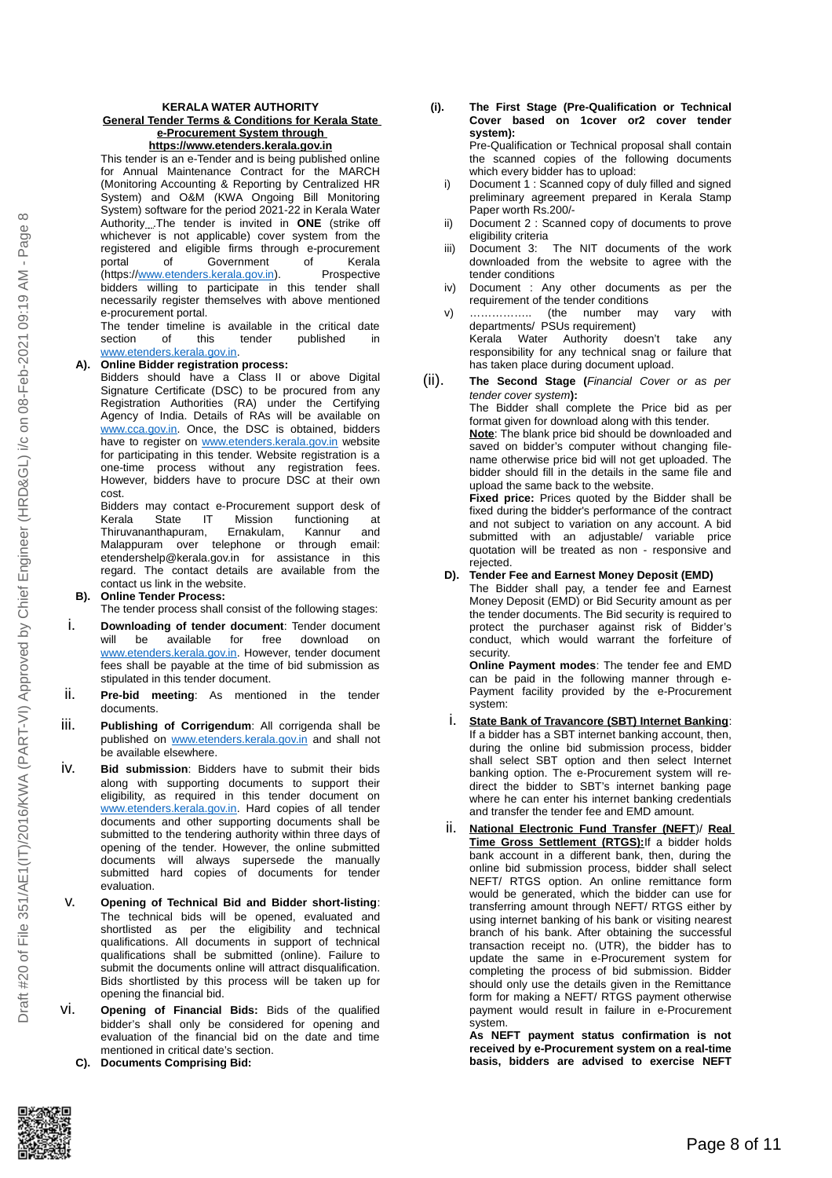**KERALA WATER AUTHORITY**

**General Tender Terms & Conditions for Kerala State e-Procurement System through https://www.etenders.kerala.gov.in**

This tender is an e-Tender and is being published online for Annual Maintenance Contract for the MARCH (Monitoring Accounting & Reporting by Centralized HR System) and O&M (KWA Ongoing Bill Monitoring System) software for the period 2021-22 in Kerala Water Authority .The tender is invited in **ONE** (strike off whichever is not applicable) cover system from the registered and eligible firms through e-procurement portal of Government of Kerala (https://www.etenders.kerala.gov.in). Prospective bidders willing to participate in this tender shall necessarily register themselves with above mentioned e-procurement portal.

The tender timeline is available in the critical date section of this tender published in www.etenders.kerala.gov.in.

**A). Online Bidder registration process:**

Bidders should have a Class II or above Digital Signature Certificate (DSC) to be procured from any Registration Authorities (RA) under the Certifying Agency of India. Details of RAs will be available on www.cca.gov.in. Once, the DSC is obtained, bidders have to register on www.etenders.kerala.gov.in website for participating in this tender. Website registration is a one-time process without any registration fees. However, bidders have to procure DSC at their own cost.

Bidders may contact e-Procurement support desk of Kerala State IT Mission functioning at Thiruvananthapuram, Ernakulam, Kannur and Malappuram over telephone or through email: etendershelp@kerala.gov.in for assistance in this regard. The contact details are available from the contact us link in the website.

**B). Online Tender Process:**

The tender process shall consist of the following stages:

i. **Downloading of tender document**: Tender document will be available for free download on www.etenders.kerala.gov.in. However, tender document fees shall be payable at the time of bid submission as stipulated in this tender document.

ii. **Pre-bid meeting**: As mentioned in the tender documents.

iii. **Publishing of Corrigendum**: All corrigenda shall be published on www.etenders.kerala.gov.in and shall not be available elsewhere.

iv. **Bid submission**: Bidders have to submit their bids along with supporting documents to support their eligibility, as required in this tender document on www.etenders.kerala.gov.in. Hard copies of all tender documents and other supporting documents shall be submitted to the tendering authority within three days of opening of the tender. However, the online submitted documents will always supersede the manually submitted hard copies of documents for tender evaluation.

v. **Opening of Technical Bid and Bidder short-listing**: The technical bids will be opened, evaluated and shortlisted as per the eligibility and technical qualifications. All documents in support of technical qualifications shall be submitted (online). Failure to submit the documents online will attract disqualification. Bids shortlisted by this process will be taken up for opening the financial bid.

vi. **Opening of Financial Bids:** Bids of the qualified bidder's shall only be considered for opening and evaluation of the financial bid on the date and time mentioned in critical date's section.

**C). Documents Comprising Bid:**

**(i). The First Stage (Pre-Qualification or Technical Cover based on 1cover or2 cover tender system):**

Pre-Qualification or Technical proposal shall contain the scanned copies of the following documents which every bidder has to upload:

i) Document 1 : Scanned copy of duly filled and signed preliminary agreement prepared in Kerala Stamp Paper worth Rs.200/-

ii) Document 2 : Scanned copy of documents to prove eligibility criteria

iii) Document 3: The NIT documents of the work downloaded from the website to agree with the tender conditions

iv) Document : Any other documents as per the requirement of the tender conditions

v) …………….. (the number may vary with departments/ PSUs requirement)

Kerala Water Authority doesn't take any responsibility for any technical snag or failure that has taken place during document upload.

**(ii). The Second Stage (*Financial Cover or as per tender cover system*):**

The Bidder shall complete the Price bid as per format given for download along with this tender.

**Note**: The blank price bid should be downloaded and saved on bidder's computer without changing file-name otherwise price bid will not get uploaded. The bidder should fill in the details in the same file and upload the same back to the website.

**Fixed price:** Prices quoted by the Bidder shall be fixed during the bidder's performance of the contract and not subject to variation on any account. A bid submitted with an adjustable/ variable price quotation will be treated as non - responsive and rejected.

**D). Tender Fee and Earnest Money Deposit (EMD)**

The Bidder shall pay, a tender fee and Earnest Money Deposit (EMD) or Bid Security amount as per the tender documents. The Bid security is required to protect the purchaser against risk of Bidder's conduct, which would warrant the forfeiture of security.

**Online Payment modes**: The tender fee and EMD can be paid in the following manner through e-Payment facility provided by the e-Procurement system:

i. **State Bank of Travancore (SBT) Internet Banking**: If a bidder has a SBT internet banking account, then, during the online bid submission process, bidder shall select SBT option and then select Internet banking option. The e-Procurement system will re-direct the bidder to SBT's internet banking page where he can enter his internet banking credentials and transfer the tender fee and EMD amount.

ii. **National Electronic Fund Transfer (NEFT)/ Real Time Gross Settlement (RTGS):** If a bidder holds bank account in a different bank, then, during the online bid submission process, bidder shall select NEFT/ RTGS option. An online remittance form would be generated, which the bidder can use for transferring amount through NEFT/ RTGS either by using internet banking of his bank or visiting nearest branch of his bank. After obtaining the successful transaction receipt no. (UTR), the bidder has to update the same in e-Procurement system for completing the process of bid submission. Bidder should only use the details given in the Remittance form for making a NEFT/ RTGS payment otherwise payment would result in failure in e-Procurement system.

**As NEFT payment status confirmation is not received by e-Procurement system on a real-time basis, bidders are advised to exercise NEFT**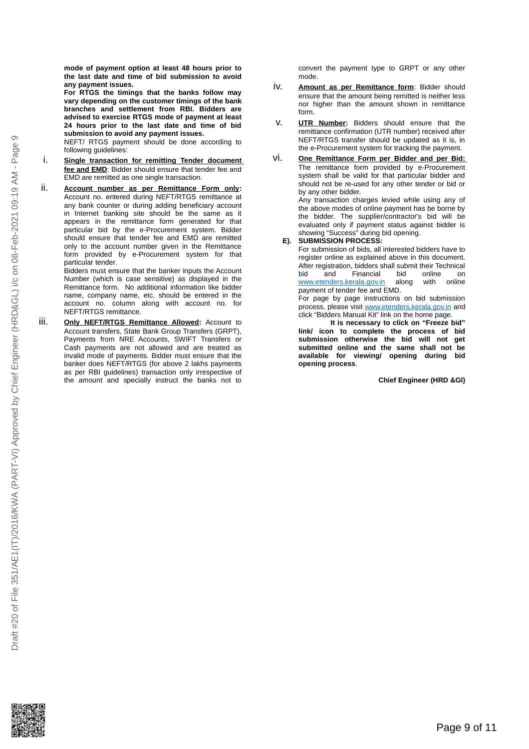**mode of payment option at least 48 hours prior to the last date and time of bid submission to avoid any payment issues.**

**For RTGS the timings that the banks follow may vary depending on the customer timings of the bank branches and settlement from RBI. Bidders are advised to exercise RTGS mode of payment at least 24 hours prior to the last date and time of bid submission to avoid any payment issues.**

NEFT/ RTGS payment should be done according to following guidelines:

i. **Single transaction for remitting Tender document fee and EMD**: Bidder should ensure that tender fee and EMD are remitted as one single transaction.

ii. **Account number as per Remittance Form only:** Account no. entered during NEFT/RTGS remittance at any bank counter or during adding beneficiary account in Internet banking site should be the same as it appears in the remittance form generated for that particular bid by the e-Procurement system. Bidder should ensure that tender fee and EMD are remitted only to the account number given in the Remittance form provided by e-Procurement system for that particular tender.

Bidders must ensure that the banker inputs the Account Number (which is case sensitive) as displayed in the Remittance form. No additional information like bidder name, company name, etc. should be entered in the account no. column along with account no. for NEFT/RTGS remittance.

iii. **Only NEFT/RTGS Remittance Allowed:** Account to Account transfers, State Bank Group Transfers (GRPT), Payments from NRE Accounts, SWIFT Transfers or Cash payments are not allowed and are treated as invalid mode of payments. Bidder must ensure that the banker does NEFT/RTGS (for above 2 lakhs payments as per RBI guidelines) transaction only irrespective of the amount and specially instruct the banks not to convert the payment type to GRPT or any other mode.

iv. **Amount as per Remittance form**: Bidder should ensure that the amount being remitted is neither less nor higher than the amount shown in remittance form.

v. **UTR Number:** Bidders should ensure that the remittance confirmation (UTR number) received after NEFT/RTGS transfer should be updated as it is, in the e-Procurement system for tracking the payment.

vi. **One Remittance Form per Bidder and per Bid:** The remittance form provided by e-Procurement system shall be valid for that particular bidder and should not be re-used for any other tender or bid or by any other bidder.

Any transaction charges levied while using any of the above modes of online payment has be borne by the bidder. The supplier/contractor's bid will be evaluated only if payment status against bidder is showing "Success" during bid opening.

**E). SUBMISSION PROCESS:**

For submission of bids, all interested bidders have to register online as explained above in this document. After registration, bidders shall submit their Technical bid and Financial bid online on www.etenders.kerala.gov.in along with online payment of tender fee and EMD.

For page by page instructions on bid submission process, please visit www.etenders.kerala.gov.in and click "Bidders Manual Kit" link on the home page.

**It is necessary to click on "Freeze bid" link/ icon to complete the process of bid submission otherwise the bid will not get submitted online and the same shall not be available for viewing/ opening during bid opening process**.

**Chief Engineer (HRD &Gl)**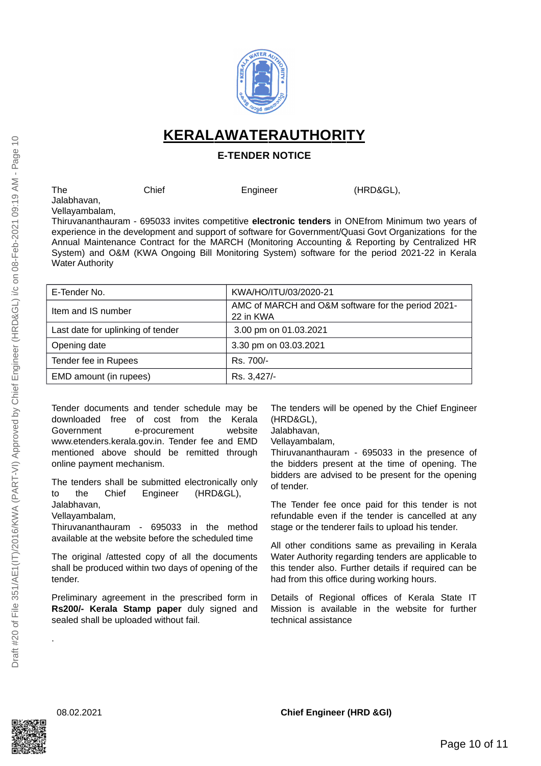# KERALAWATERAUTHORITY

## E-TENDER NOTICE

The Chief Engineer (HRD&GL), Jalabhavan, Vellayambalam, Thiruvananthauram - 695033 invites competitive **electronic tenders** in ONEfrom Minimum two years of experience in the development and support of software for Government/Quasi Govt Organizations for the Annual Maintenance Contract for the MARCH (Monitoring Accounting & Reporting by Centralized HR System) and O&M (KWA Ongoing Bill Monitoring System) software for the period 2021-22 in Kerala Water Authority

| E-Tender No. | KWA/HO/ITU/03/2020-21 |
|---|---|
| Item and IS number | AMC of MARCH and O&M software for the period 2021-22 in KWA |
| Last date for uplinking of tender | 3.00 pm on 01.03.2021 |
| Opening date | 3.30 pm on 03.03.2021 |
| Tender fee in Rupees | Rs. 700/- |
| EMD amount (in rupees) | Rs. 3,427/- |

Tender documents and tender schedule may be downloaded free of cost from the Kerala Government e-procurement website www.etenders.kerala.gov.in. Tender fee and EMD mentioned above should be remitted through online payment mechanism.

The tenders shall be submitted electronically only to the Chief Engineer (HRD&GL), Jalabhavan, Vellayambalam, Thiruvananthauram - 695033 in the method available at the website before the scheduled time

The original /attested copy of all the documents shall be produced within two days of opening of the tender.

Preliminary agreement in the prescribed form in **Rs200/- Kerala Stamp paper** duly signed and sealed shall be uploaded without fail.

The tenders will be opened by the Chief Engineer (HRD&GL), Jalabhavan, Vellayambalam, Thiruvananthauram - 695033 in the presence of the bidders present at the time of opening. The bidders are advised to be present for the opening of tender.

The Tender fee once paid for this tender is not refundable even if the tender is cancelled at any stage or the tenderer fails to upload his tender.

All other conditions same as prevailing in Kerala Water Authority regarding tenders are applicable to this tender also. Further details if required can be had from this office during working hours.

Details of Regional offices of Kerala State IT Mission is available in the website for further technical assistance

.

08.02.2021

**Chief Engineer (HRD &Gl)**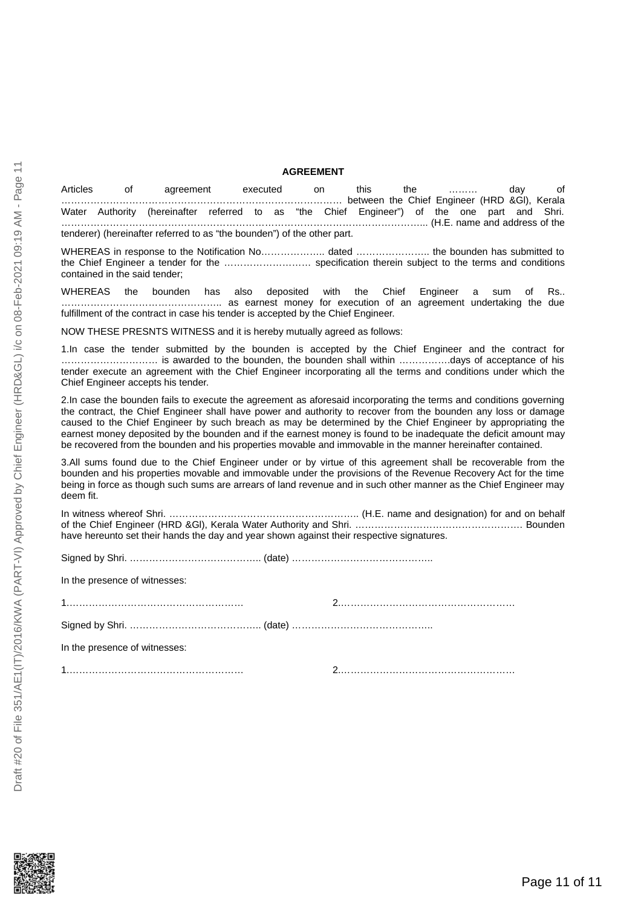**AGREEMENT**

Articles of agreement executed on this the ……… day of ………………………………………………………………………… between the Chief Engineer (HRD &Gl), Kerala Water Authority (hereinafter referred to as “the Chief Engineer”) of the one part and Shri. ……………………………………………………………………………………………... (H.E. name and address of the tenderer) (hereinafter referred to as “the bounden”) of the other part.

WHEREAS in response to the Notification No……………….. dated ………………….. the bounden has submitted to the Chief Engineer a tender for the ……………………… specification therein subject to the terms and conditions contained in the said tender;

WHEREAS the bounden has also deposited with the Chief Engineer a sum of Rs.. ………………………………………….. as earnest money for execution of an agreement undertaking the due fulfillment of the contract in case his tender is accepted by the Chief Engineer.

NOW THESE PRESNTS WITNESS and it is hereby mutually agreed as follows:

1.In case the tender submitted by the bounden is accepted by the Chief Engineer and the contract for ………………………… is awarded to the bounden, the bounden shall within …………….days of acceptance of his tender execute an agreement with the Chief Engineer incorporating all the terms and conditions under which the Chief Engineer accepts his tender.

2.In case the bounden fails to execute the agreement as aforesaid incorporating the terms and conditions governing the contract, the Chief Engineer shall have power and authority to recover from the bounden any loss or damage caused to the Chief Engineer by such breach as may be determined by the Chief Engineer by appropriating the earnest money deposited by the bounden and if the earnest money is found to be inadequate the deficit amount may be recovered from the bounden and his properties movable and immovable in the manner hereinafter contained.

3.All sums found due to the Chief Engineer under or by virtue of this agreement shall be recoverable from the bounden and his properties movable and immovable under the provisions of the Revenue Recovery Act for the time being in force as though such sums are arrears of land revenue and in such other manner as the Chief Engineer may deem fit.

In witness whereof Shri. …………………………………………………….. (H.E. name and designation) for and on behalf of the Chief Engineer (HRD &Gl), Kerala Water Authority and Shri. …………………………………………… Bounden have hereunto set their hands the day and year shown against their respective signatures.

Signed by Shri. ………………………………….. (date) ……………………………………..

In the presence of witnesses:

1.………………………………………………        2.………………………………………………

Signed by Shri. ………………………………….. (date) ……………………………………..

In the presence of witnesses:

1.………………………………………………        2.………………………………………………